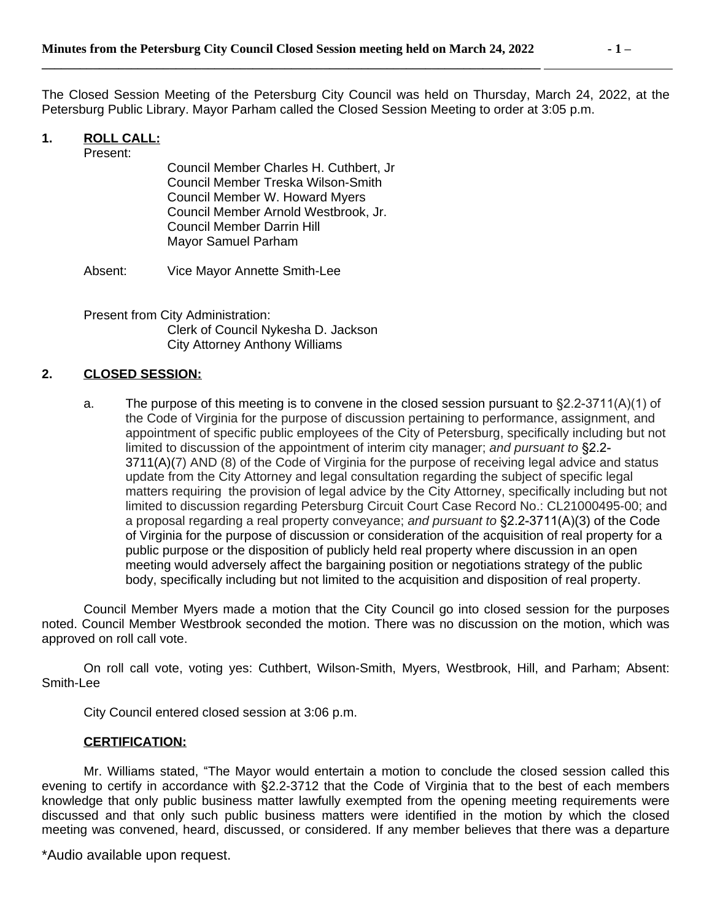The Closed Session Meeting of the Petersburg City Council was held on Thursday, March 24, 2022, at the Petersburg Public Library. Mayor Parham called the Closed Session Meeting to order at 3:05 p.m.

**1. ROLL CALL:**

Present:

Council Member Charles H. Cuthbert, Jr
Council Member Treska Wilson-Smith
Council Member W. Howard Myers
Council Member Arnold Westbrook, Jr.
Council Member Darrin Hill
Mayor Samuel Parham

Absent: Vice Mayor Annette Smith-Lee

Present from City Administration:

Clerk of Council Nykesha D. Jackson
City Attorney Anthony Williams

**2. CLOSED SESSION:**

a. The purpose of this meeting is to convene in the closed session pursuant to §2.2-3711(A)(1) of the Code of Virginia for the purpose of discussion pertaining to performance, assignment, and appointment of specific public employees of the City of Petersburg, specifically including but not limited to discussion of the appointment of interim city manager; *and pursuant to* §2.2-3711(A)(7) AND (8) of the Code of Virginia for the purpose of receiving legal advice and status update from the City Attorney and legal consultation regarding the subject of specific legal matters requiring the provision of legal advice by the City Attorney, specifically including but not limited to discussion regarding Petersburg Circuit Court Case Record No.: CL21000495-00; and a proposal regarding a real property conveyance; *and pursuant to* §2.2-3711(A)(3) of the Code of Virginia for the purpose of discussion or consideration of the acquisition of real property for a public purpose or the disposition of publicly held real property where discussion in an open meeting would adversely affect the bargaining position or negotiations strategy of the public body, specifically including but not limited to the acquisition and disposition of real property.

Council Member Myers made a motion that the City Council go into closed session for the purposes noted. Council Member Westbrook seconded the motion. There was no discussion on the motion, which was approved on roll call vote.

On roll call vote, voting yes: Cuthbert, Wilson-Smith, Myers, Westbrook, Hill, and Parham; Absent: Smith-Lee

City Council entered closed session at 3:06 p.m.

**CERTIFICATION:**

Mr. Williams stated, "The Mayor would entertain a motion to conclude the closed session called this evening to certify in accordance with §2.2-3712 that the Code of Virginia that to the best of each members knowledge that only public business matter lawfully exempted from the opening meeting requirements were discussed and that only such public business matters were identified in the motion by which the closed meeting was convened, heard, discussed, or considered. If any member believes that there was a departure

\*Audio available upon request.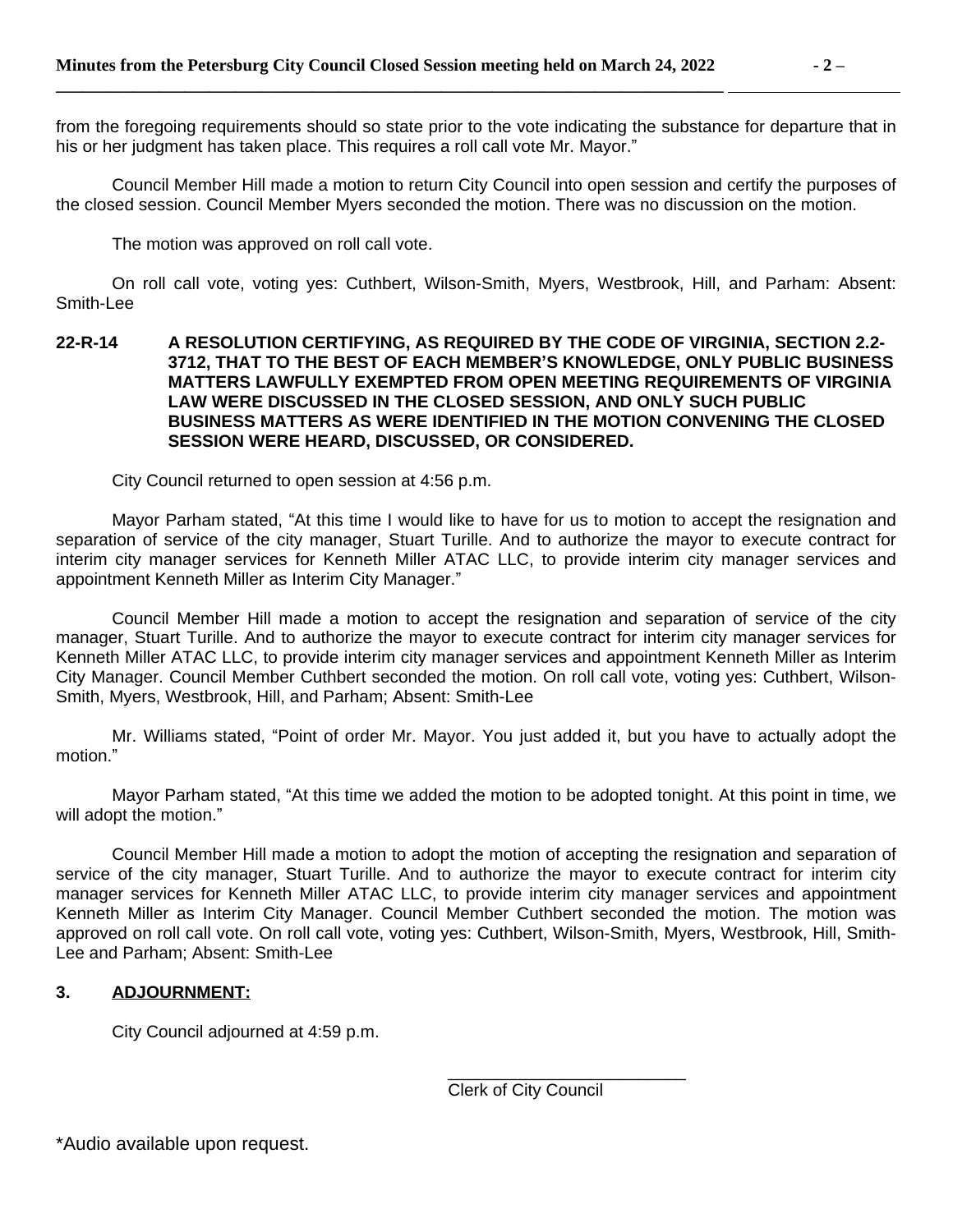from the foregoing requirements should so state prior to the vote indicating the substance for departure that in his or her judgment has taken place. This requires a roll call vote Mr. Mayor."

Council Member Hill made a motion to return City Council into open session and certify the purposes of the closed session. Council Member Myers seconded the motion. There was no discussion on the motion.

The motion was approved on roll call vote.

On roll call vote, voting yes: Cuthbert, Wilson-Smith, Myers, Westbrook, Hill, and Parham: Absent: Smith-Lee

**22-R-14 A RESOLUTION CERTIFYING, AS REQUIRED BY THE CODE OF VIRGINIA, SECTION 2.2-3712, THAT TO THE BEST OF EACH MEMBER'S KNOWLEDGE, ONLY PUBLIC BUSINESS MATTERS LAWFULLY EXEMPTED FROM OPEN MEETING REQUIREMENTS OF VIRGINIA LAW WERE DISCUSSED IN THE CLOSED SESSION, AND ONLY SUCH PUBLIC BUSINESS MATTERS AS WERE IDENTIFIED IN THE MOTION CONVENING THE CLOSED SESSION WERE HEARD, DISCUSSED, OR CONSIDERED.**

City Council returned to open session at 4:56 p.m.

Mayor Parham stated, "At this time I would like to have for us to motion to accept the resignation and separation of service of the city manager, Stuart Turille. And to authorize the mayor to execute contract for interim city manager services for Kenneth Miller ATAC LLC, to provide interim city manager services and appointment Kenneth Miller as Interim City Manager."

Council Member Hill made a motion to accept the resignation and separation of service of the city manager, Stuart Turille. And to authorize the mayor to execute contract for interim city manager services for Kenneth Miller ATAC LLC, to provide interim city manager services and appointment Kenneth Miller as Interim City Manager. Council Member Cuthbert seconded the motion. On roll call vote, voting yes: Cuthbert, Wilson-Smith, Myers, Westbrook, Hill, and Parham; Absent: Smith-Lee

Mr. Williams stated, "Point of order Mr. Mayor. You just added it, but you have to actually adopt the motion."

Mayor Parham stated, "At this time we added the motion to be adopted tonight. At this point in time, we will adopt the motion."

Council Member Hill made a motion to adopt the motion of accepting the resignation and separation of service of the city manager, Stuart Turille. And to authorize the mayor to execute contract for interim city manager services for Kenneth Miller ATAC LLC, to provide interim city manager services and appointment Kenneth Miller as Interim City Manager. Council Member Cuthbert seconded the motion. The motion was approved on roll call vote. On roll call vote, voting yes: Cuthbert, Wilson-Smith, Myers, Westbrook, Hill, Smith-Lee and Parham; Absent: Smith-Lee

**3. <u>ADJOURNMENT:</u>**

City Council adjourned at 4:59 p.m.

\_\_\_\_\_\_\_\_\_\_\_\_\_\_\_\_\_\_\_\_\_\_\_\_\_

Clerk of City Council

*Audio available upon request.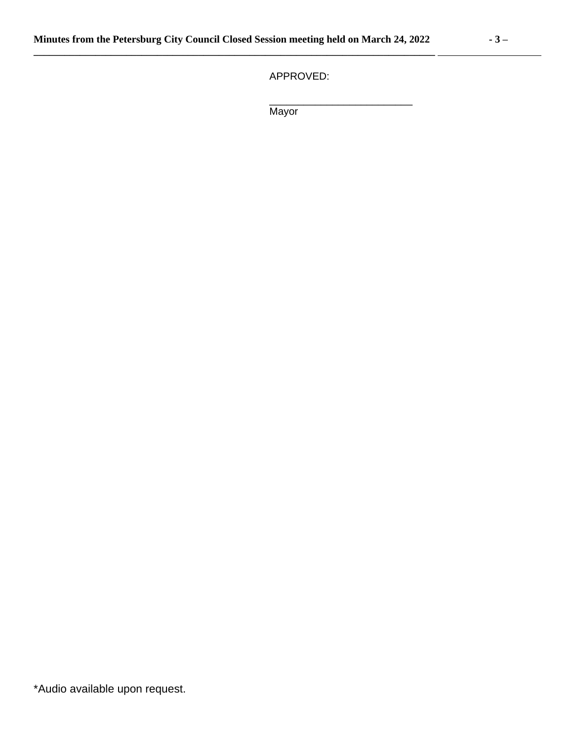APPROVED:

_________________________

Mayor

*Audio available upon request.